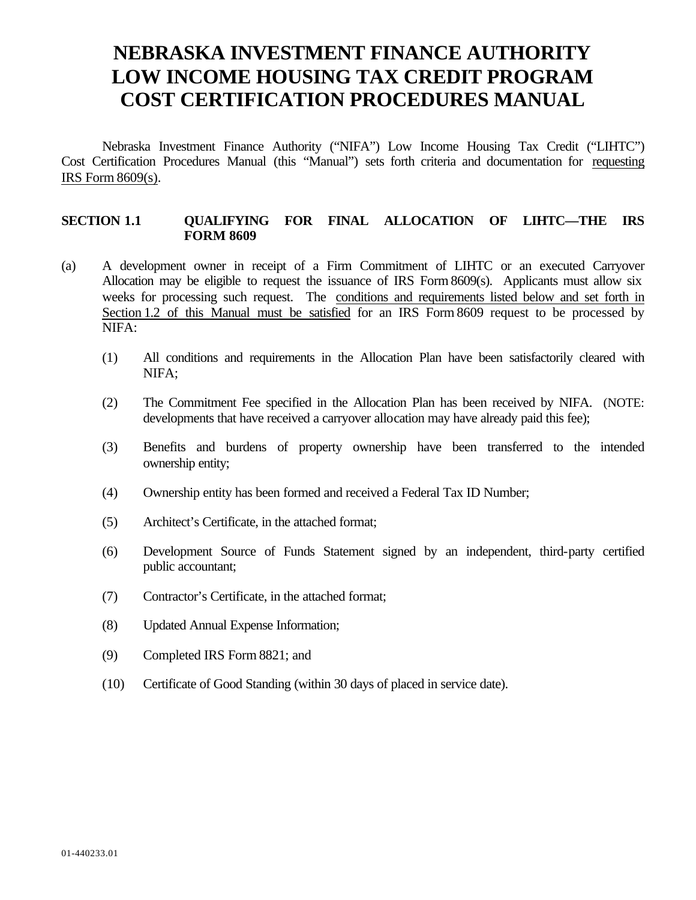# NEBRASKA INVESTMENT FINANCE AUTHORITY LOW INCOME HOUSING TAX CREDIT PROGRAM COST CERTIFICATION PROCEDURES MANUAL

Nebraska Investment Finance Authority ("NIFA") Low Income Housing Tax Credit ("LIHTC") Cost Certification Procedures Manual (this "Manual") sets forth criteria and documentation for requesting IRS Form 8609(s).

## SECTION 1.1 QUALIFYING FOR FINAL ALLOCATION OF LIHTC—THE IRS FORM 8609

(a) A development owner in receipt of a Firm Commitment of LIHTC or an executed Carryover Allocation may be eligible to request the issuance of IRS Form 8609(s). Applicants must allow six weeks for processing such request. The conditions and requirements listed below and set forth in Section 1.2 of this Manual must be satisfied for an IRS Form 8609 request to be processed by NIFA:

(1) All conditions and requirements in the Allocation Plan have been satisfactorily cleared with NIFA;

(2) The Commitment Fee specified in the Allocation Plan has been received by NIFA. (NOTE: developments that have received a carryover allocation may have already paid this fee);

(3) Benefits and burdens of property ownership have been transferred to the intended ownership entity;

(4) Ownership entity has been formed and received a Federal Tax ID Number;

(5) Architect's Certificate, in the attached format;

(6) Development Source of Funds Statement signed by an independent, third-party certified public accountant;

(7) Contractor's Certificate, in the attached format;

(8) Updated Annual Expense Information;

(9) Completed IRS Form 8821; and

(10) Certificate of Good Standing (within 30 days of placed in service date).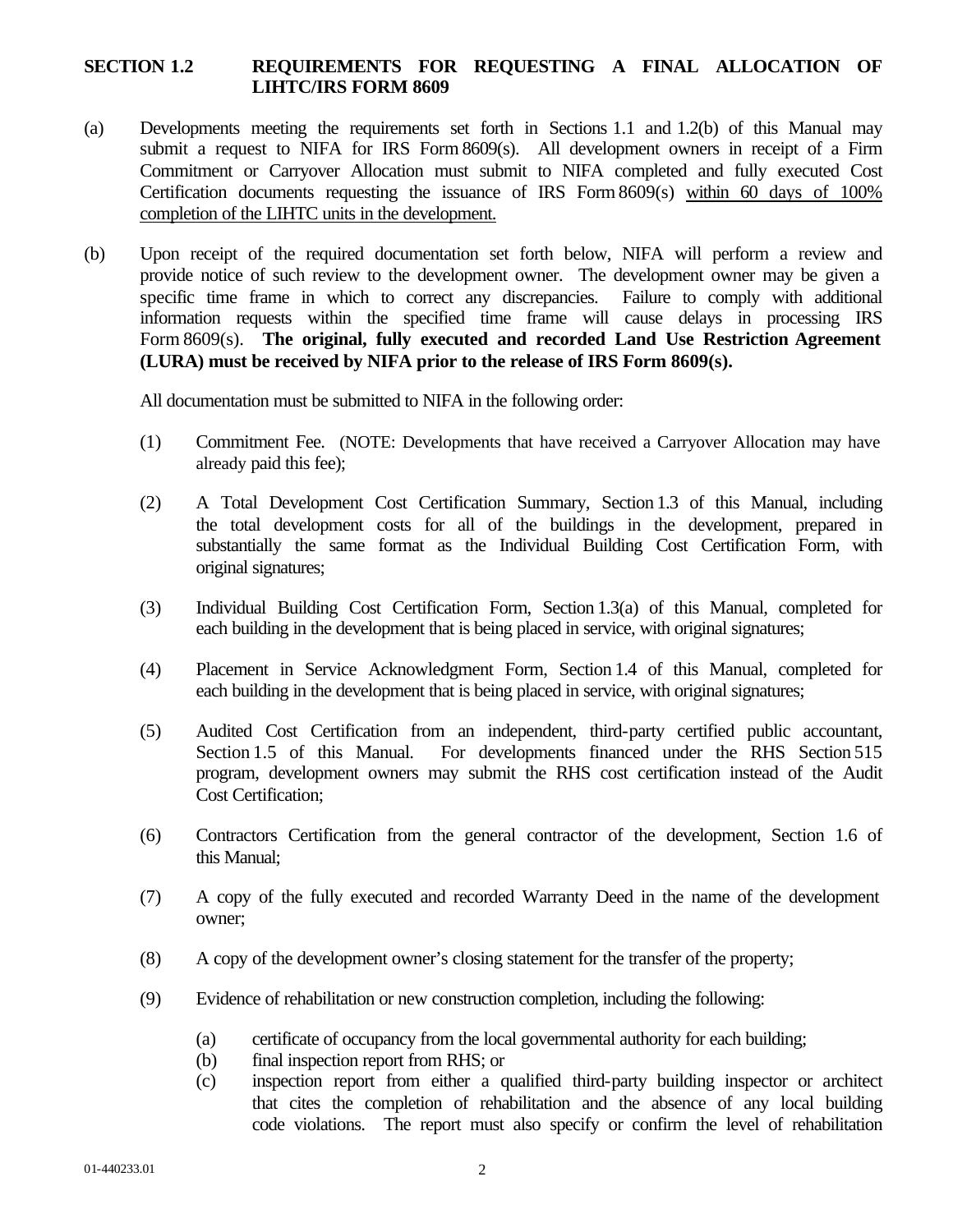## SECTION 1.2 REQUIREMENTS FOR REQUESTING A FINAL ALLOCATION OF LIHTC/IRS FORM 8609

(a) Developments meeting the requirements set forth in Sections 1.1 and 1.2(b) of this Manual may submit a request to NIFA for IRS Form 8609(s). All development owners in receipt of a Firm Commitment or Carryover Allocation must submit to NIFA completed and fully executed Cost Certification documents requesting the issuance of IRS Form 8609(s) <u>within 60 days of 100% completion of the LIHTC units in the development.</u>

(b) Upon receipt of the required documentation set forth below, NIFA will perform a review and provide notice of such review to the development owner. The development owner may be given a specific time frame in which to correct any discrepancies. Failure to comply with additional information requests within the specified time frame will cause delays in processing IRS Form 8609(s). **The original, fully executed and recorded Land Use Restriction Agreement (LURA) must be received by NIFA prior to the release of IRS Form 8609(s).**

All documentation must be submitted to NIFA in the following order:

(1) Commitment Fee. (NOTE: Developments that have received a Carryover Allocation may have already paid this fee);

(2) A Total Development Cost Certification Summary, Section 1.3 of this Manual, including the total development costs for all of the buildings in the development, prepared in substantially the same format as the Individual Building Cost Certification Form, with original signatures;

(3) Individual Building Cost Certification Form, Section 1.3(a) of this Manual, completed for each building in the development that is being placed in service, with original signatures;

(4) Placement in Service Acknowledgment Form, Section 1.4 of this Manual, completed for each building in the development that is being placed in service, with original signatures;

(5) Audited Cost Certification from an independent, third-party certified public accountant, Section 1.5 of this Manual. For developments financed under the RHS Section 515 program, development owners may submit the RHS cost certification instead of the Audit Cost Certification;

(6) Contractors Certification from the general contractor of the development, Section 1.6 of this Manual;

(7) A copy of the fully executed and recorded Warranty Deed in the name of the development owner;

(8) A copy of the development owner's closing statement for the transfer of the property;

(9) Evidence of rehabilitation or new construction completion, including the following:

   (a) certificate of occupancy from the local governmental authority for each building;
   (b) final inspection report from RHS; or
   (c) inspection report from either a qualified third-party building inspector or architect that cites the completion of rehabilitation and the absence of any local building code violations. The report must also specify or confirm the level of rehabilitation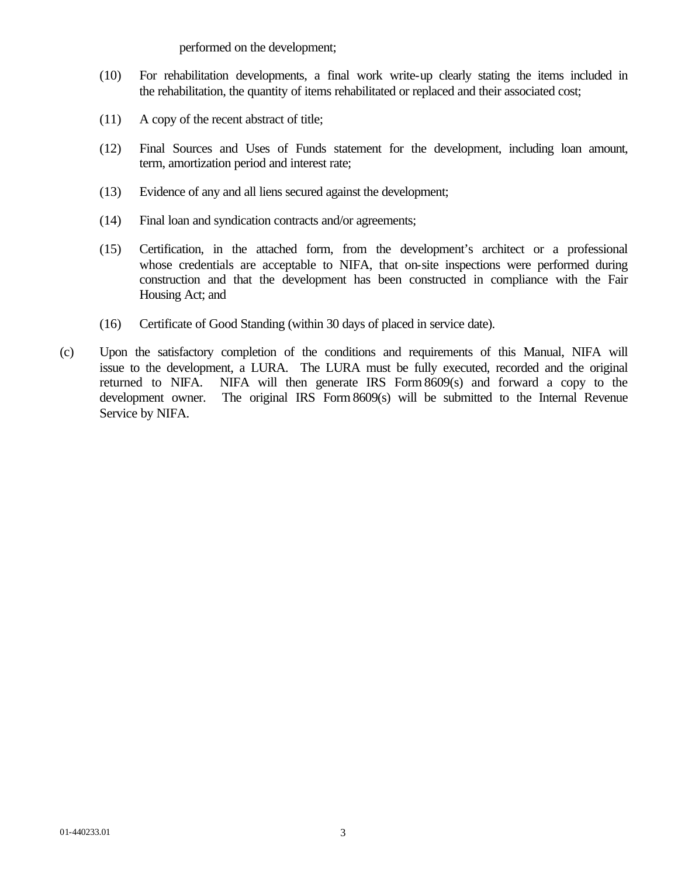performed on the development;

(10) For rehabilitation developments, a final work write-up clearly stating the items included in the rehabilitation, the quantity of items rehabilitated or replaced and their associated cost;

(11) A copy of the recent abstract of title;

(12) Final Sources and Uses of Funds statement for the development, including loan amount, term, amortization period and interest rate;

(13) Evidence of any and all liens secured against the development;

(14) Final loan and syndication contracts and/or agreements;

(15) Certification, in the attached form, from the development's architect or a professional whose credentials are acceptable to NIFA, that on-site inspections were performed during construction and that the development has been constructed in compliance with the Fair Housing Act; and

(16) Certificate of Good Standing (within 30 days of placed in service date).

(c) Upon the satisfactory completion of the conditions and requirements of this Manual, NIFA will issue to the development, a LURA. The LURA must be fully executed, recorded and the original returned to NIFA. NIFA will then generate IRS Form 8609(s) and forward a copy to the development owner. The original IRS Form 8609(s) will be submitted to the Internal Revenue Service by NIFA.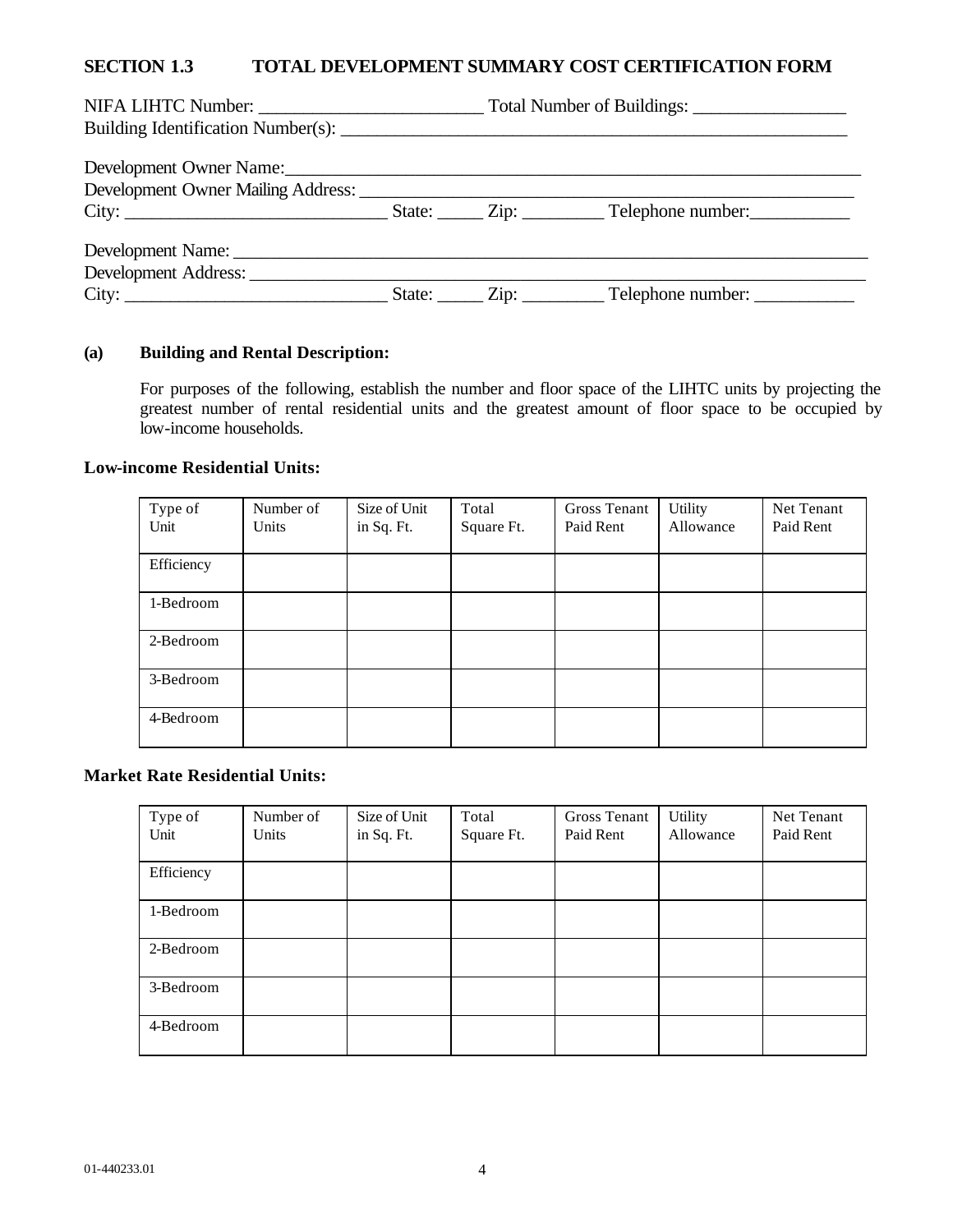## SECTION 1.3 TOTAL DEVELOPMENT SUMMARY COST CERTIFICATION FORM

NIFA LIHTC Number: ________________________ Total Number of Buildings: ________________

Building Identification Number(s): ______________________________________________________

Development Owner Name: ___________________________________________________________

Development Owner Mailing Address: __________________________________________________

City: ____________________________ State: _____ Zip: _________ Telephone number: ___________

Development Name: _________________________________________________________________

Development Address: _______________________________________________________________

City: ____________________________ State: _____ Zip: _________ Telephone number: ___________

**(a) Building and Rental Description:**

For purposes of the following, establish the number and floor space of the LIHTC units by projecting the greatest number of rental residential units and the greatest amount of floor space to be occupied by low-income households.

**Low-income Residential Units:**

| Type of Unit | Number of Units | Size of Unit in Sq. Ft. | Total Square Ft. | Gross Tenant Paid Rent | Utility Allowance | Net Tenant Paid Rent |
|---|---|---|---|---|---|---|
| Efficiency | | | | | | |
| 1-Bedroom | | | | | | |
| 2-Bedroom | | | | | | |
| 3-Bedroom | | | | | | |
| 4-Bedroom | | | | | | |

**Market Rate Residential Units:**

| Type of Unit | Number of Units | Size of Unit in Sq. Ft. | Total Square Ft. | Gross Tenant Paid Rent | Utility Allowance | Net Tenant Paid Rent |
|---|---|---|---|---|---|---|
| Efficiency | | | | | | |
| 1-Bedroom | | | | | | |
| 2-Bedroom | | | | | | |
| 3-Bedroom | | | | | | |
| 4-Bedroom | | | | | | |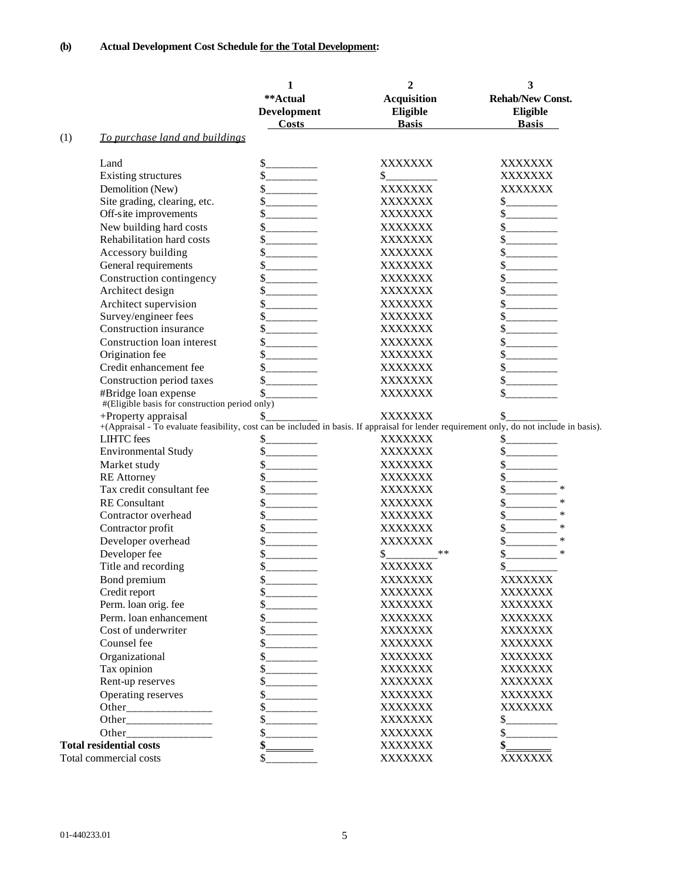**(b) Actual Development Cost Schedule for the Total Development:**

| | 1<br>**Actual Development Costs | 2<br>Acquisition Eligible Basis | 3<br>Rehab/New Const. Eligible Basis |
|---|---|---|---|
| (1) *To purchase land and buildings* | | | |
| Land | $_________ | XXXXXXX | XXXXXXX |
| Existing structures | $_________ | $_________ | XXXXXXX |
| Demolition (New) | $_________ | XXXXXXX | XXXXXXX |
| Site grading, clearing, etc. | $_________ | XXXXXXX | $_________ |
| Off-site improvements | $_________ | XXXXXXX | $_________ |
| New building hard costs | $_________ | XXXXXXX | $_________ |
| Rehabilitation hard costs | $_________ | XXXXXXX | $_________ |
| Accessory building | $_________ | XXXXXXX | $_________ |
| General requirements | $_________ | XXXXXXX | $_________ |
| Construction contingency | $_________ | XXXXXXX | $_________ |
| Architect design | $_________ | XXXXXXX | $_________ |
| Architect supervision | $_________ | XXXXXXX | $_________ |
| Survey/engineer fees | $_________ | XXXXXXX | $_________ |
| Construction insurance | $_________ | XXXXXXX | $_________ |
| Construction loan interest | $_________ | XXXXXXX | $_________ |
| Origination fee | $_________ | XXXXXXX | $_________ |
| Credit enhancement fee | $_________ | XXXXXXX | $_________ |
| Construction period taxes | $_________ | XXXXXXX | $_________ |
| #Bridge loan expense<br>#(Eligible basis for construction period only) | $_________ | XXXXXXX | $_________ |
| +Property appraisal | $_________ | XXXXXXX | $_________ |
| +(Appraisal - To evaluate feasibility, cost can be included in basis. If appraisal for lender requirement only, do not include in basis). | | | |
| LIHTC fees | $_________ | XXXXXXX | $_________ |
| Environmental Study | $_________ | XXXXXXX | $_________ |
| Market study | $_________ | XXXXXXX | $_________ |
| RE Attorney | $_________ | XXXXXXX | $_________ |
| Tax credit consultant fee | $_________ | XXXXXXX | $_________ * |
| RE Consultant | $_________ | XXXXXXX | $_________ * |
| Contractor overhead | $_________ | XXXXXXX | $_________ * |
| Contractor profit | $_________ | XXXXXXX | $_________ * |
| Developer overhead | $_________ | XXXXXXX | $_________ * |
| Developer fee | $_________ | $_________** | $_________ * |
| Title and recording | $_________ | XXXXXXX | $_________ |
| Bond premium | $_________ | XXXXXXX | XXXXXXX |
| Credit report | $_________ | XXXXXXX | XXXXXXX |
| Perm. loan orig. fee | $_________ | XXXXXXX | XXXXXXX |
| Perm. loan enhancement | $_________ | XXXXXXX | XXXXXXX |
| Cost of underwriter | $_________ | XXXXXXX | XXXXXXX |
| Counsel fee | $_________ | XXXXXXX | XXXXXXX |
| Organizational | $_________ | XXXXXXX | XXXXXXX |
| Tax opinion | $_________ | XXXXXXX | XXXXXXX |
| Rent-up reserves | $_________ | XXXXXXX | XXXXXXX |
| Operating reserves | $_________ | XXXXXXX | XXXXXXX |
| Other_______________ | $_________ | XXXXXXX | XXXXXXX |
| Other_______________ | $_________ | XXXXXXX | $_________ |
| Other_______________ | $_________ | XXXXXXX | $_________ |
| **Total residential costs** | **$_________** | XXXXXXX | **$_________** |
| Total commercial costs | $_________ | XXXXXXX | XXXXXXX |

01-440233.01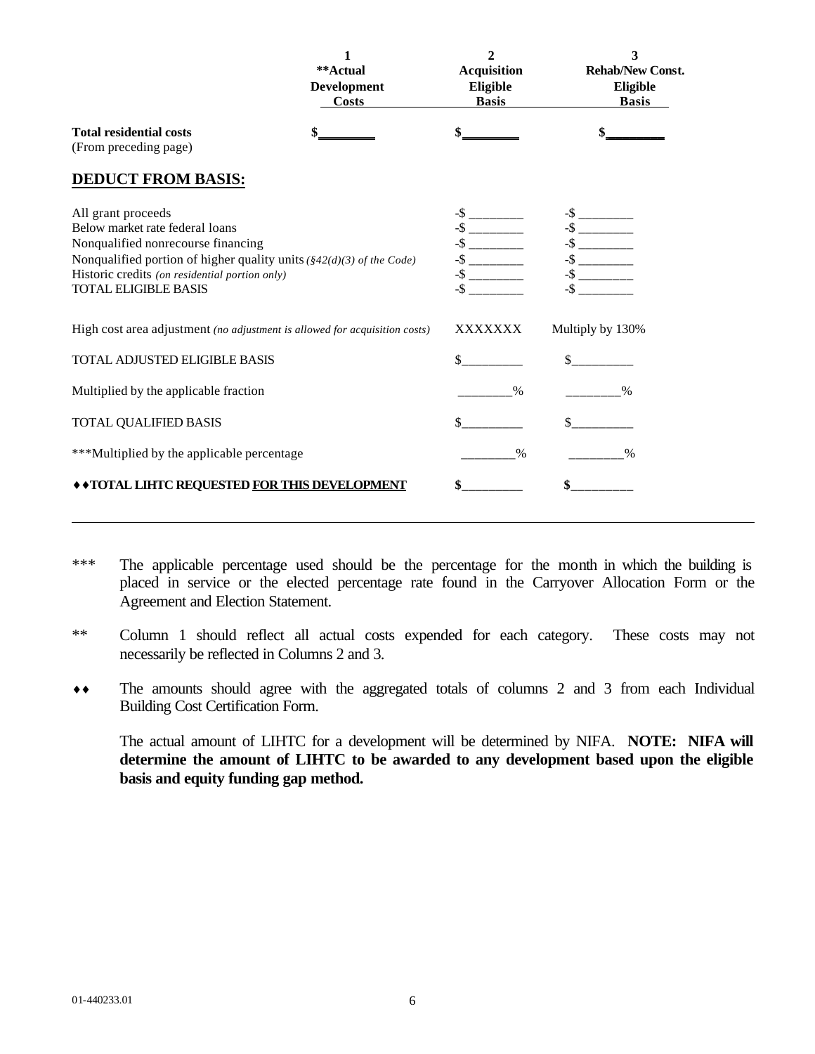| | 1 **Actual Development Costs | 2 Acquisition Eligible Basis | 3 Rehab/New Const. Eligible Basis |
|---|---|---|---|
| **Total residential costs** (From preceding page) | **$________** | **$________** | **$________** |
| **DEDUCT FROM BASIS:** | | | |
| All grant proceeds | | -$ ________ | -$ ________ |
| Below market rate federal loans | | -$ ________ | -$ ________ |
| Nonqualified nonrecourse financing | | -$ ________ | -$ ________ |
| Nonqualified portion of higher quality units *(§42(d)(3) of the Code)* | | -$ ________ | -$ ________ |
| Historic credits *(on residential portion only)* | | -$ ________ | -$ ________ |
| TOTAL ELIGIBLE BASIS | | -$ ________ | -$ ________ |
| High cost area adjustment *(no adjustment is allowed for acquisition costs)* | | XXXXXXX | Multiply by 130% |
| TOTAL ADJUSTED ELIGIBLE BASIS | | $_________ | $_________ |
| Multiplied by the applicable fraction | | ________% | ________% |
| TOTAL QUALIFIED BASIS | | $_________ | $_________ |
| ***Multiplied by the applicable percentage | | ________% | ________% |
| **♦♦TOTAL LIHTC REQUESTED FOR THIS DEVELOPMENT** | | **$_________** | **$_________** |

*** The applicable percentage used should be the percentage for the month in which the building is placed in service or the elected percentage rate found in the Carryover Allocation Form or the Agreement and Election Statement.

** Column 1 should reflect all actual costs expended for each category. These costs may not necessarily be reflected in Columns 2 and 3.

♦♦ The amounts should agree with the aggregated totals of columns 2 and 3 from each Individual Building Cost Certification Form.

The actual amount of LIHTC for a development will be determined by NIFA. **NOTE: NIFA will determine the amount of LIHTC to be awarded to any development based upon the eligible basis and equity funding gap method.**

01-440233.01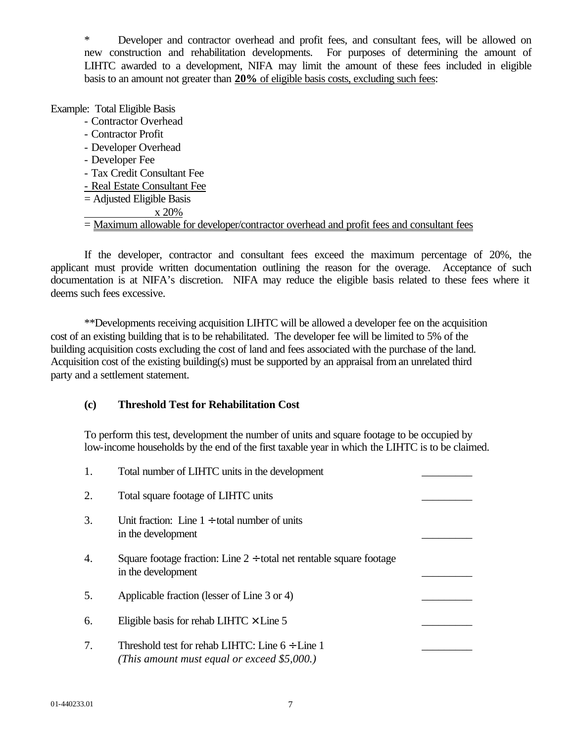\*  Developer and contractor overhead and profit fees, and consultant fees, will be allowed on new construction and rehabilitation developments. For purposes of determining the amount of LIHTC awarded to a development, NIFA may limit the amount of these fees included in eligible basis to an amount not greater than **20%** of eligible basis costs, excluding such fees:

Example: Total Eligible Basis

- Contractor Overhead
- Contractor Profit
- Developer Overhead
- Developer Fee
- Tax Credit Consultant Fee
- Real Estate Consultant Fee

= Adjusted Eligible Basis

x 20%

= Maximum allowable for developer/contractor overhead and profit fees and consultant fees

If the developer, contractor and consultant fees exceed the maximum percentage of 20%, the applicant must provide written documentation outlining the reason for the overage. Acceptance of such documentation is at NIFA's discretion. NIFA may reduce the eligible basis related to these fees where it deems such fees excessive.

\*\*Developments receiving acquisition LIHTC will be allowed a developer fee on the acquisition cost of an existing building that is to be rehabilitated. The developer fee will be limited to 5% of the building acquisition costs excluding the cost of land and fees associated with the purchase of the land. Acquisition cost of the existing building(s) must be supported by an appraisal from an unrelated third party and a settlement statement.

**(c) Threshold Test for Rehabilitation Cost**

To perform this test, development the number of units and square footage to be occupied by low-income households by the end of the first taxable year in which the LIHTC is to be claimed.

| | | |
|---|---|---|
| 1. | Total number of LIHTC units in the development | _________ |
| 2. | Total square footage of LIHTC units | _________ |
| 3. | Unit fraction: Line 1 ÷ total number of units in the development | _________ |
| 4. | Square footage fraction: Line 2 ÷ total net rentable square footage in the development | _________ |
| 5. | Applicable fraction (lesser of Line 3 or 4) | _________ |
| 6. | Eligible basis for rehab LIHTC × Line 5 | _________ |
| 7. | Threshold test for rehab LIHTC: Line 6 ÷ Line 1 *(This amount must equal or exceed $5,000.)* | _________ |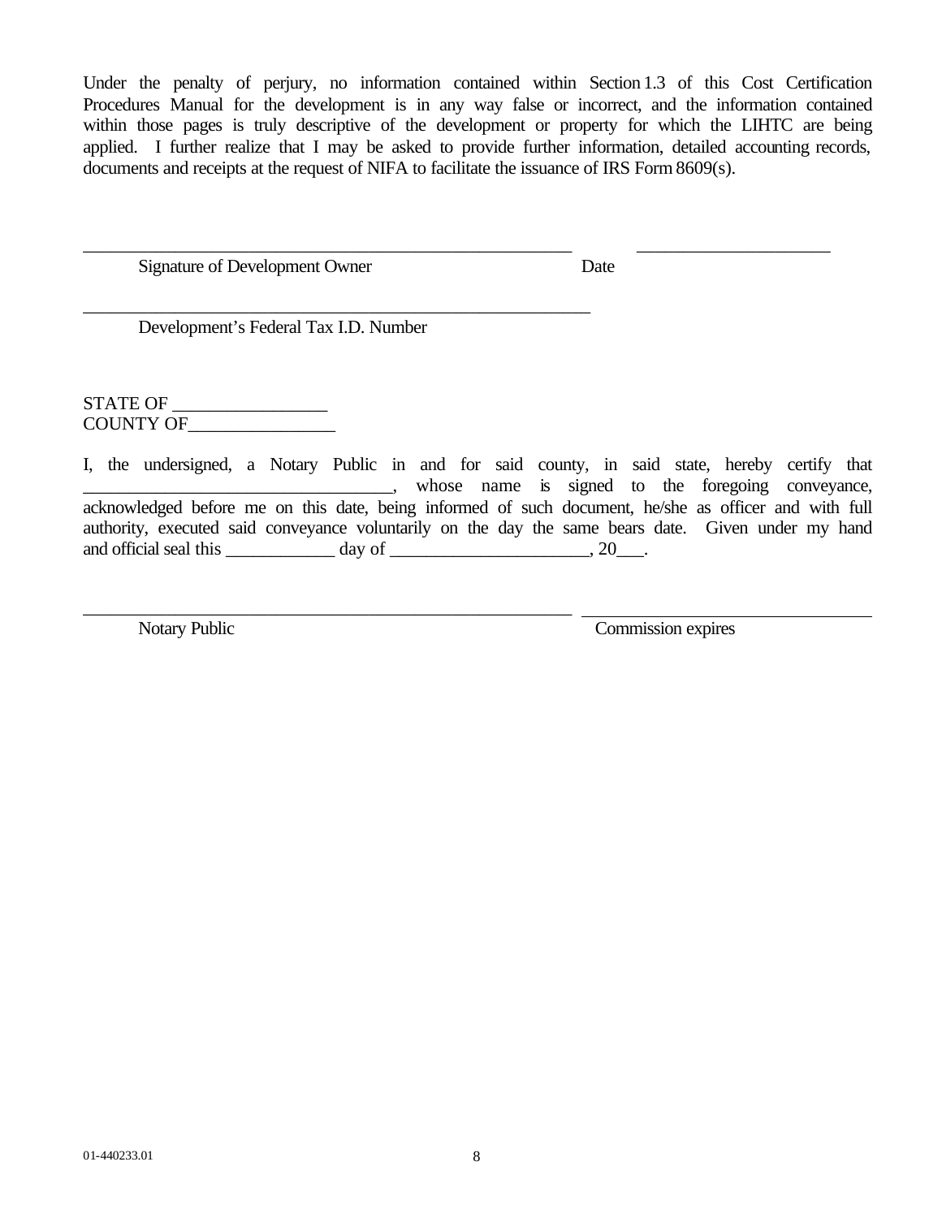Under the penalty of perjury, no information contained within Section 1.3 of this Cost Certification Procedures Manual for the development is in any way false or incorrect, and the information contained within those pages is truly descriptive of the development or property for which the LIHTC are being applied. I further realize that I may be asked to provide further information, detailed accounting records, documents and receipts at the request of NIFA to facilitate the issuance of IRS Form 8609(s).

_______________________________________________________ &nbsp;&nbsp;&nbsp;&nbsp;&nbsp;&nbsp; ______________________

Signature of Development Owner &nbsp;&nbsp;&nbsp;&nbsp;&nbsp;&nbsp;&nbsp;&nbsp;&nbsp;&nbsp;&nbsp;&nbsp;&nbsp;&nbsp;&nbsp;&nbsp;&nbsp;&nbsp;&nbsp;&nbsp;&nbsp;&nbsp;&nbsp;&nbsp; Date

_________________________________________________________

Development's Federal Tax I.D. Number

STATE OF _________________
COUNTY OF________________

I, the undersigned, a Notary Public in and for said county, in said state, hereby certify that __________________________________, whose name is signed to the foregoing conveyance, acknowledged before me on this date, being informed of such document, he/she as officer and with full authority, executed said conveyance voluntarily on the day the same bears date. Given under my hand and official seal this ____________ day of ______________________, 20___.

_______________________________________________________ &nbsp;&nbsp; _________________________________

Notary Public &nbsp;&nbsp;&nbsp;&nbsp;&nbsp;&nbsp;&nbsp;&nbsp;&nbsp;&nbsp;&nbsp;&nbsp;&nbsp;&nbsp;&nbsp;&nbsp;&nbsp;&nbsp;&nbsp;&nbsp;&nbsp;&nbsp;&nbsp;&nbsp;&nbsp;&nbsp;&nbsp;&nbsp;&nbsp;&nbsp;&nbsp;&nbsp;&nbsp;&nbsp;&nbsp;&nbsp;&nbsp;&nbsp;&nbsp;&nbsp; Commission expires

01-440233.01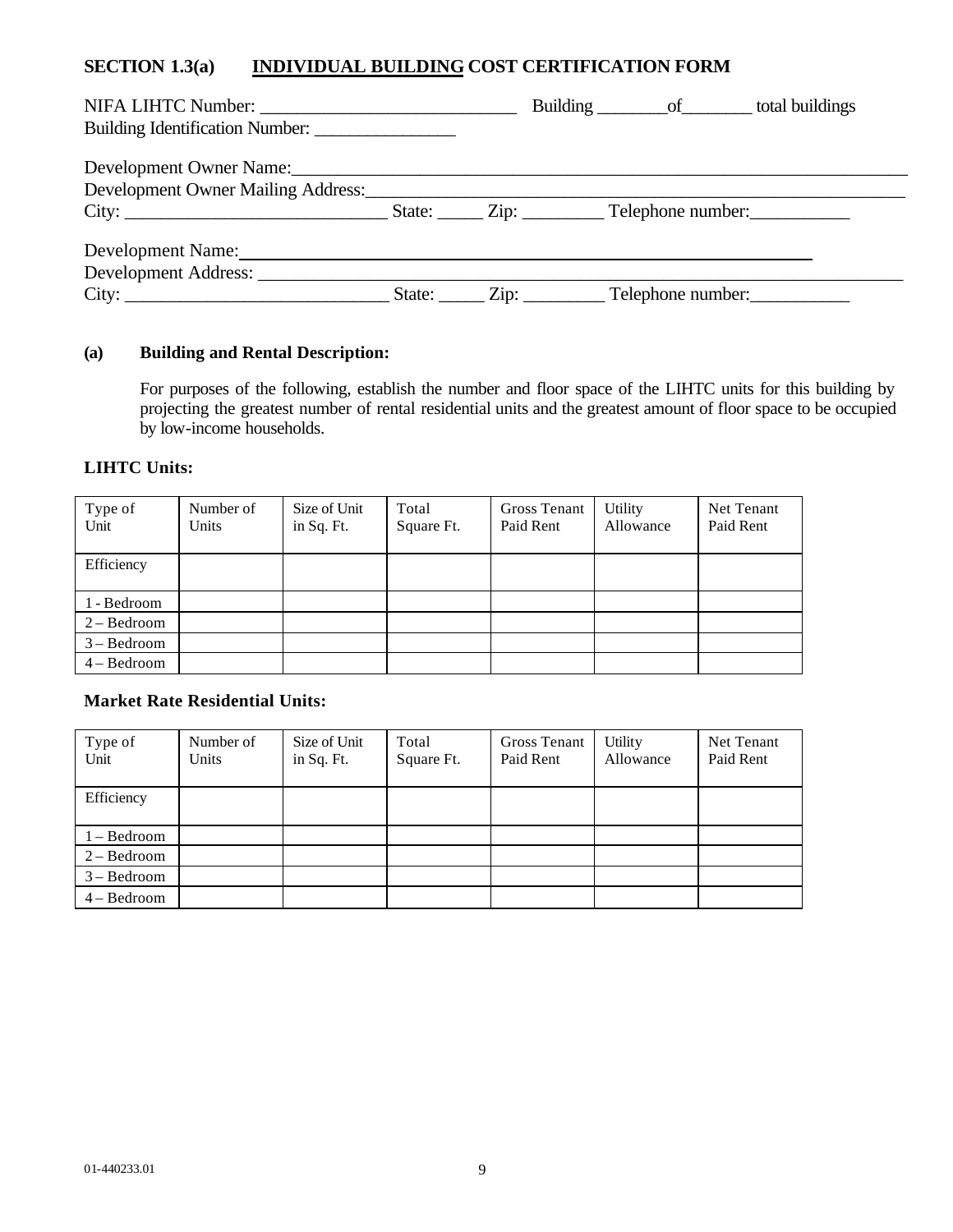## SECTION 1.3(a) INDIVIDUAL BUILDING COST CERTIFICATION FORM

NIFA LIHTC Number: ____________________________ Building ________of________ total buildings
Building Identification Number: ________________

Development Owner Name:_______________________________________________________________________
Development Owner Mailing Address:_______________________________________________________________
City: ____________________________ State: _____ Zip: _________ Telephone number:___________

Development Name:_______________________________________________________________
Development Address: _________________________________________________________________________
City: ____________________________ State: _____ Zip: _________ Telephone number:___________

**(a) Building and Rental Description:**

For purposes of the following, establish the number and floor space of the LIHTC units for this building by projecting the greatest number of rental residential units and the greatest amount of floor space to be occupied by low-income households.

**LIHTC Units:**

| Type of Unit | Number of Units | Size of Unit in Sq. Ft. | Total Square Ft. | Gross Tenant Paid Rent | Utility Allowance | Net Tenant Paid Rent |
|---|---|---|---|---|---|---|
| Efficiency | | | | | | |
| 1 - Bedroom | | | | | | |
| 2 – Bedroom | | | | | | |
| 3 – Bedroom | | | | | | |
| 4 – Bedroom | | | | | | |

**Market Rate Residential Units:**

| Type of Unit | Number of Units | Size of Unit in Sq. Ft. | Total Square Ft. | Gross Tenant Paid Rent | Utility Allowance | Net Tenant Paid Rent |
|---|---|---|---|---|---|---|
| Efficiency | | | | | | |
| 1 – Bedroom | | | | | | |
| 2 – Bedroom | | | | | | |
| 3 – Bedroom | | | | | | |
| 4 – Bedroom | | | | | | |

01-440233.01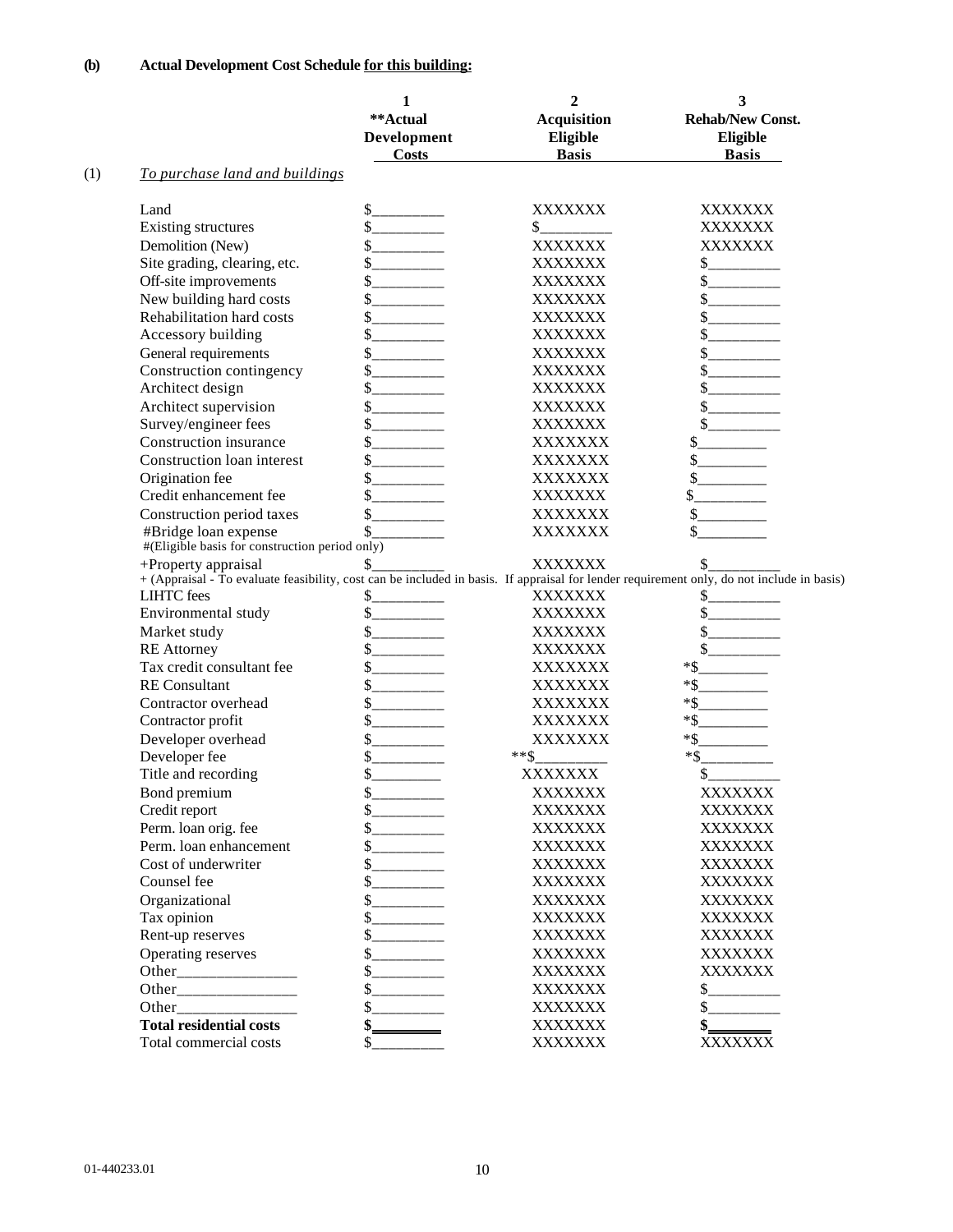**(b) Actual Development Cost Schedule for this building:**

| | 1<br>**Actual<br>Development<br>Costs | 2<br>Acquisition<br>Eligible<br>Basis | 3<br>Rehab/New Const.<br>Eligible<br>Basis |
|---|---|---|---|
| (1) *To purchase land and buildings* | | | |
| Land | $_________ | XXXXXXX | XXXXXXX |
| Existing structures | $_________ | $_________ | XXXXXXX |
| Demolition (New) | $_________ | XXXXXXX | XXXXXXX |
| Site grading, clearing, etc. | $_________ | XXXXXXX | $_________ |
| Off-site improvements | $_________ | XXXXXXX | $_________ |
| New building hard costs | $_________ | XXXXXXX | $_________ |
| Rehabilitation hard costs | $_________ | XXXXXXX | $_________ |
| Accessory building | $_________ | XXXXXXX | $_________ |
| General requirements | $_________ | XXXXXXX | $_________ |
| Construction contingency | $_________ | XXXXXXX | $_________ |
| Architect design | $_________ | XXXXXXX | $_________ |
| Architect supervision | $_________ | XXXXXXX | $_________ |
| Survey/engineer fees | $_________ | XXXXXXX | $_________ |
| Construction insurance | $_________ | XXXXXXX | $_________ |
| Construction loan interest | $_________ | XXXXXXX | $_________ |
| Origination fee | $_________ | XXXXXXX | $_________ |
| Credit enhancement fee | $_________ | XXXXXXX | $_________ |
| Construction period taxes | $_________ | XXXXXXX | $_________ |
| #Bridge loan expense<br>#(Eligible basis for construction period only) | $_________ | XXXXXXX | $_________ |
| +Property appraisal | $_________ | XXXXXXX | $_________ |
| + (Appraisal - To evaluate feasibility, cost can be included in basis. If appraisal for lender requirement only, do not include in basis) | | | |
| LIHTC fees | $_________ | XXXXXXX | $_________ |
| Environmental study | $_________ | XXXXXXX | $_________ |
| Market study | $_________ | XXXXXXX | $_________ |
| RE Attorney | $_________ | XXXXXXX | $_________ |
| Tax credit consultant fee | $_________ | XXXXXXX | *$_________ |
| RE Consultant | $_________ | XXXXXXX | *$_________ |
| Contractor overhead | $_________ | XXXXXXX | *$_________ |
| Contractor profit | $_________ | XXXXXXX | *$_________ |
| Developer overhead | $_________ | XXXXXXX | *$_________ |
| Developer fee | $_________ | **$_________ | *$_________ |
| Title and recording | $_________ | XXXXXXX | $_________ |
| Bond premium | $_________ | XXXXXXX | XXXXXXX |
| Credit report | $_________ | XXXXXXX | XXXXXXX |
| Perm. loan orig. fee | $_________ | XXXXXXX | XXXXXXX |
| Perm. loan enhancement | $_________ | XXXXXXX | XXXXXXX |
| Cost of underwriter | $_________ | XXXXXXX | XXXXXXX |
| Counsel fee | $_________ | XXXXXXX | XXXXXXX |
| Organizational | $_________ | XXXXXXX | XXXXXXX |
| Tax opinion | $_________ | XXXXXXX | XXXXXXX |
| Rent-up reserves | $_________ | XXXXXXX | XXXXXXX |
| Operating reserves | $_________ | XXXXXXX | XXXXXXX |
| Other_______________ | $_________ | XXXXXXX | XXXXXXX |
| Other_______________ | $_________ | XXXXXXX | $_________ |
| Other_______________ | $_________ | XXXXXXX | $_________ |
| **Total residential costs** | **$_________** | XXXXXXX | **$_________** |
| Total commercial costs | $_________ | XXXXXXX | XXXXXXX |

01-440233.01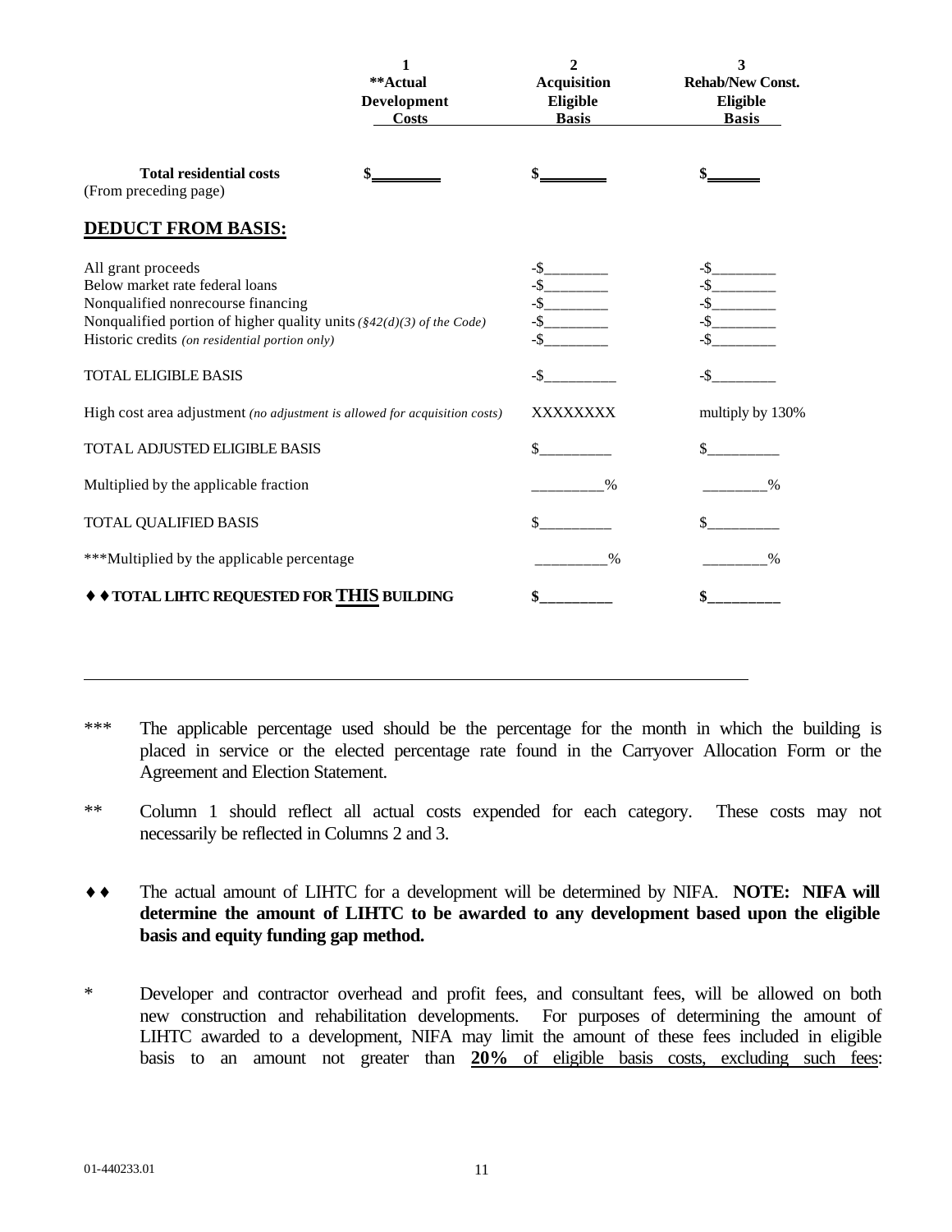| | 1 **Actual Development Costs | 2 Acquisition Eligible Basis | 3 Rehab/New Const. Eligible Basis |
|---|---|---|---|
| **Total residential costs** (From preceding page) | **$________** | **$________** | **$______** |

## DEDUCT FROM BASIS:

| | | 2 Acquisition Eligible Basis | 3 Rehab/New Const. Eligible Basis |
|---|---|---|---|
| All grant proceeds | | -$________ | -$________ |
| Below market rate federal loans | | -$________ | -$________ |
| Nonqualified nonrecourse financing | | -$________ | -$________ |
| Nonqualified portion of higher quality units *(§42(d)(3) of the Code)* | | -$________ | -$________ |
| Historic credits *(on residential portion only)* | | -$________ | -$________ |
| TOTAL ELIGIBLE BASIS | | -$_________ | -$________ |
| High cost area adjustment *(no adjustment is allowed for acquisition costs)* | | XXXXXXXX | multiply by 130% |
| TOTAL ADJUSTED ELIGIBLE BASIS | | $_________ | $_________ |
| Multiplied by the applicable fraction | | _________% | ________% |
| TOTAL QUALIFIED BASIS | | $_________ | $_________ |
| ***Multiplied by the applicable percentage | | _________% | ________% |
| **♦ ♦ TOTAL LIHTC REQUESTED FOR THIS BUILDING** | | **$_________** | **$_________** |

---

*** The applicable percentage used should be the percentage for the month in which the building is placed in service or the elected percentage rate found in the Carryover Allocation Form or the Agreement and Election Statement.

** Column 1 should reflect all actual costs expended for each category. These costs may not necessarily be reflected in Columns 2 and 3.

♦ ♦ The actual amount of LIHTC for a development will be determined by NIFA. **NOTE: NIFA will determine the amount of LIHTC to be awarded to any development based upon the eligible basis and equity funding gap method.**

* Developer and contractor overhead and profit fees, and consultant fees, will be allowed on both new construction and rehabilitation developments. For purposes of determining the amount of LIHTC awarded to a development, NIFA may limit the amount of these fees included in eligible basis to an amount not greater than **20%** of eligible basis costs, excluding such fees: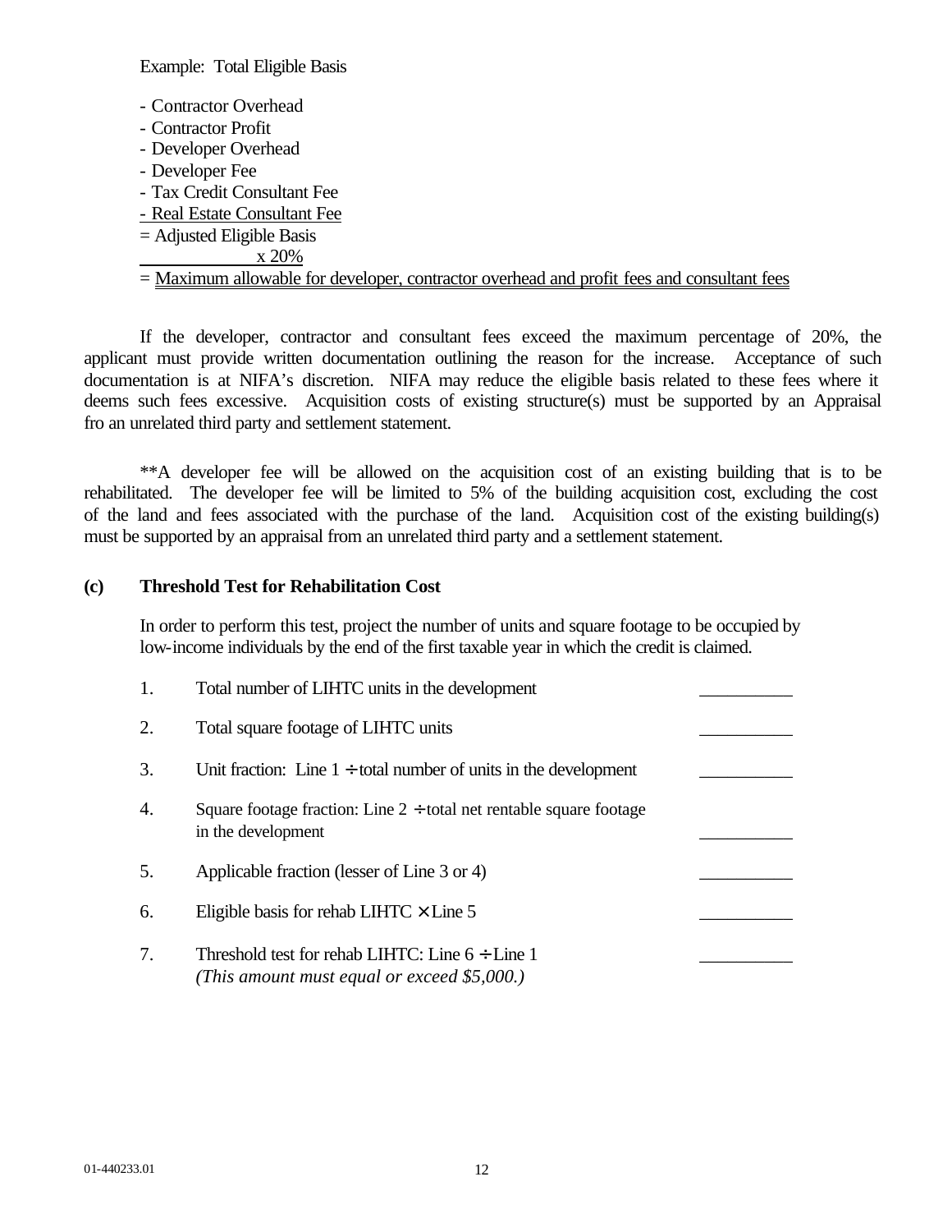Example: Total Eligible Basis

- Contractor Overhead
- Contractor Profit
- Developer Overhead
- Developer Fee
- Tax Credit Consultant Fee
- Real Estate Consultant Fee

= Adjusted Eligible Basis

x 20%

= Maximum allowable for developer, contractor overhead and profit fees and consultant fees

If the developer, contractor and consultant fees exceed the maximum percentage of 20%, the applicant must provide written documentation outlining the reason for the increase. Acceptance of such documentation is at NIFA's discretion. NIFA may reduce the eligible basis related to these fees where it deems such fees excessive. Acquisition costs of existing structure(s) must be supported by an Appraisal fro an unrelated third party and settlement statement.

**A developer fee will be allowed on the acquisition cost of an existing building that is to be rehabilitated. The developer fee will be limited to 5% of the building acquisition cost, excluding the cost of the land and fees associated with the purchase of the land. Acquisition cost of the existing building(s) must be supported by an appraisal from an unrelated third party and a settlement statement.

**(c) Threshold Test for Rehabilitation Cost**

In order to perform this test, project the number of units and square footage to be occupied by low-income individuals by the end of the first taxable year in which the credit is claimed.

1. Total number of LIHTC units in the development __________
2. Total square footage of LIHTC units __________
3. Unit fraction: Line 1 ÷ total number of units in the development __________
4. Square footage fraction: Line 2 ÷ total net rentable square footage in the development __________
5. Applicable fraction (lesser of Line 3 or 4) __________
6. Eligible basis for rehab LIHTC × Line 5 __________
7. Threshold test for rehab LIHTC: Line 6 ÷ Line 1 __________
   *(This amount must equal or exceed $5,000.)*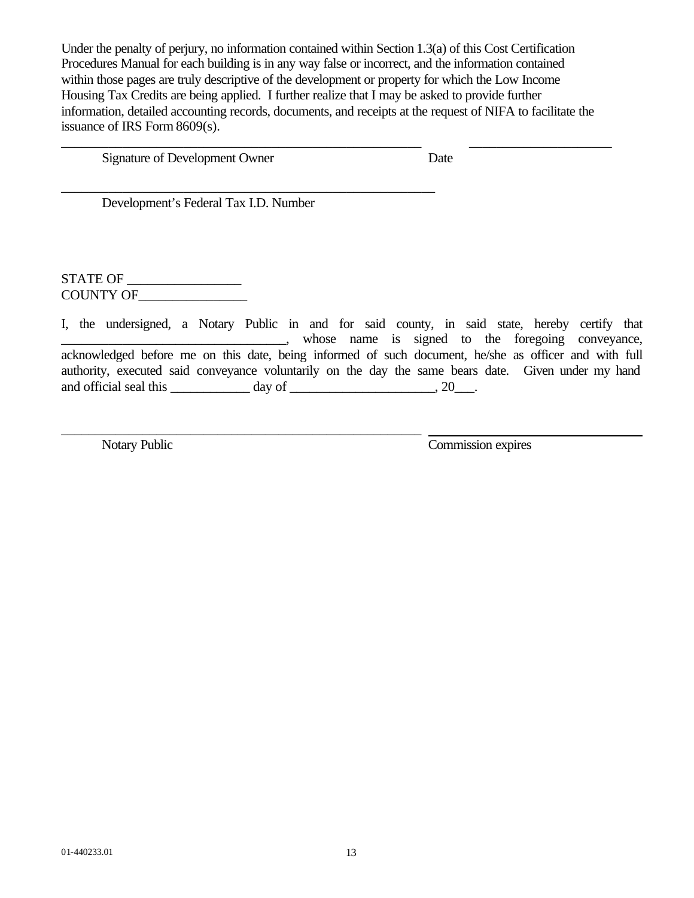Under the penalty of perjury, no information contained within Section 1.3(a) of this Cost Certification Procedures Manual for each building is in any way false or incorrect, and the information contained within those pages are truly descriptive of the development or property for which the Low Income Housing Tax Credits are being applied. I further realize that I may be asked to provide further information, detailed accounting records, documents, and receipts at the request of NIFA to facilitate the issuance of IRS Form 8609(s).

_______________________________________________________ _____________________

Signature of Development Owner Date

_________________________________________________________

Development's Federal Tax I.D. Number

STATE OF _________________
COUNTY OF________________

I, the undersigned, a Notary Public in and for said county, in said state, hereby certify that ________________________________, whose name is signed to the foregoing conveyance, acknowledged before me on this date, being informed of such document, he/she as officer and with full authority, executed said conveyance voluntarily on the day the same bears date. Given under my hand and official seal this ____________ day of ______________________, 20___.

_______________________________________________________ _________________________________

Notary Public Commission expires

01-440233.01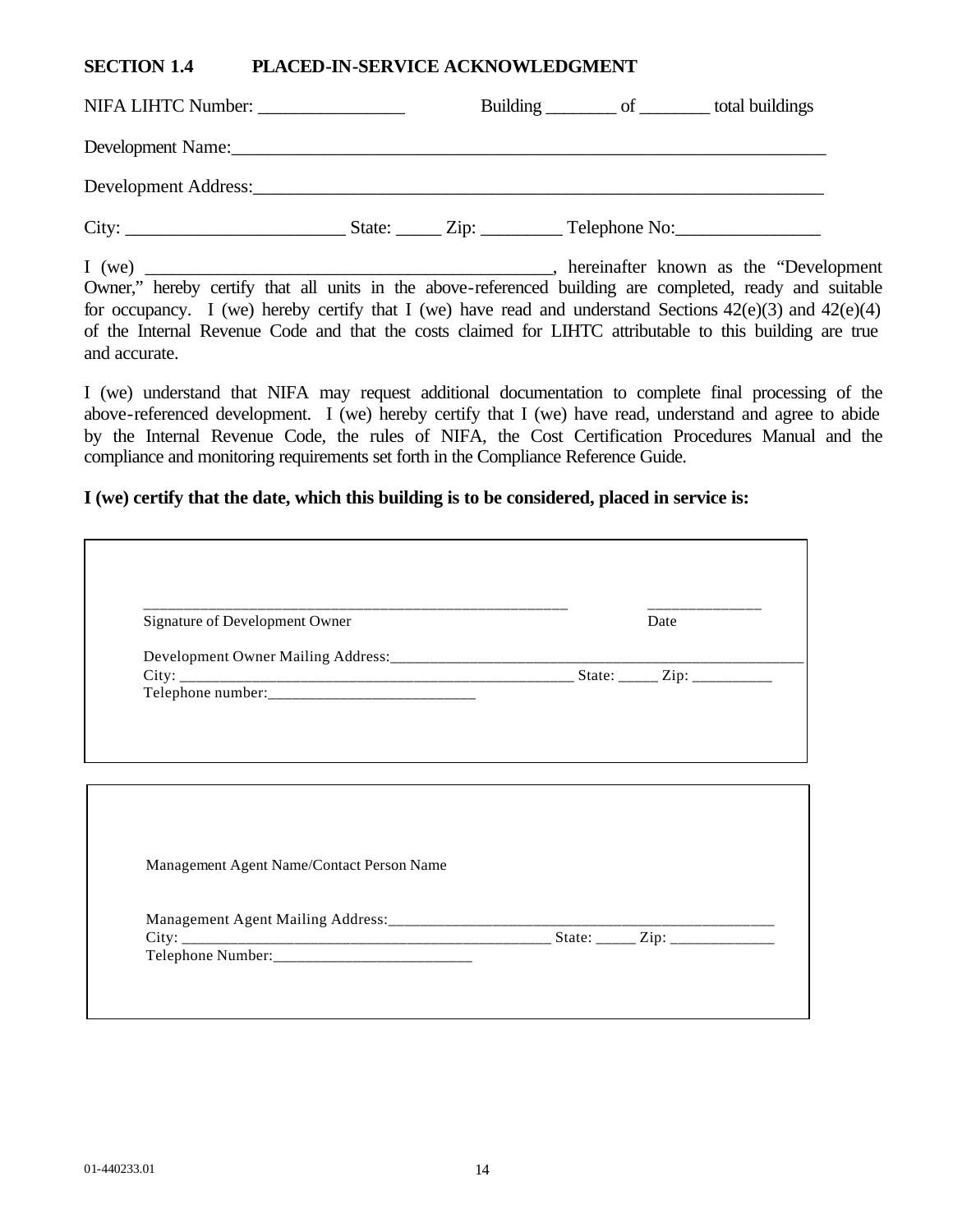## SECTION 1.4 PLACED-IN-SERVICE ACKNOWLEDGMENT

NIFA LIHTC Number: ________________ Building ________ of ________ total buildings

Development Name:___________________________________________________________________

Development Address:_________________________________________________________________

City: ________________________ State: _____ Zip: _________ Telephone No:________________

I (we) _____________________________________________, hereinafter known as the "Development Owner," hereby certify that all units in the above-referenced building are completed, ready and suitable for occupancy. I (we) hereby certify that I (we) have read and understand Sections 42(e)(3) and 42(e)(4) of the Internal Revenue Code and that the costs claimed for LIHTC attributable to this building are true and accurate.

I (we) understand that NIFA may request additional documentation to complete final processing of the above-referenced development. I (we) hereby certify that I (we) have read, understand and agree to abide by the Internal Revenue Code, the rules of NIFA, the Cost Certification Procedures Manual and the compliance and monitoring requirements set forth in the Compliance Reference Guide.

**I (we) certify that the date, which this building is to be considered, placed in service is:**

_____________________________________________________ ______________
Signature of Development Owner Date

Development Owner Mailing Address:______________________________________________________
City: __________________________________________________ State: _____ Zip: __________
Telephone number:___________________________

Management Agent Name/Contact Person Name

Management Agent Mailing Address:___________________________________________________
City: ______________________________________________ State: _____ Zip: _____________
Telephone Number:__________________________

01-440233.01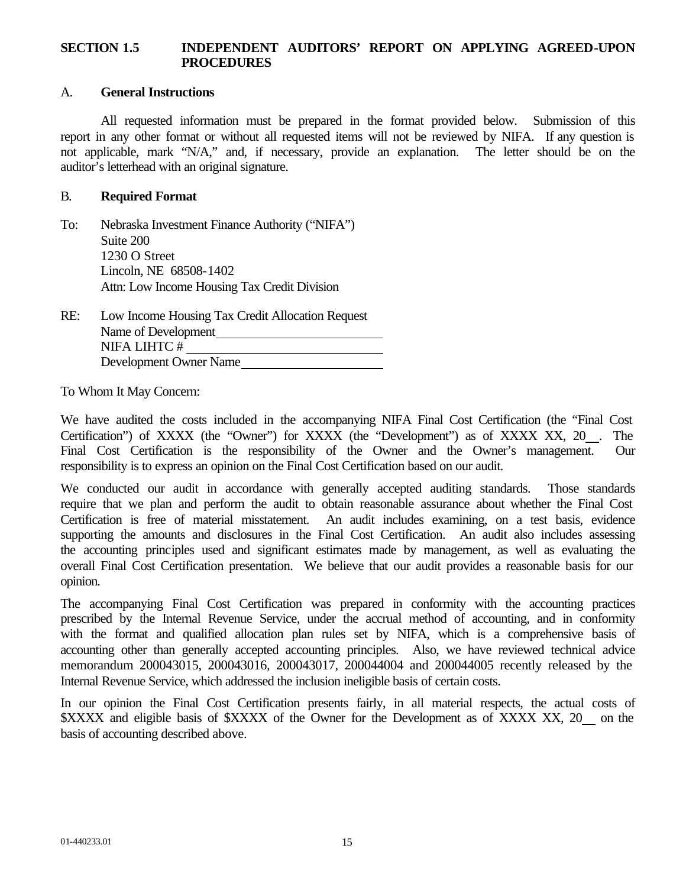## SECTION 1.5 INDEPENDENT AUDITORS' REPORT ON APPLYING AGREED-UPON PROCEDURES

### A. General Instructions

All requested information must be prepared in the format provided below. Submission of this report in any other format or without all requested items will not be reviewed by NIFA. If any question is not applicable, mark "N/A," and, if necessary, provide an explanation. The letter should be on the auditor's letterhead with an original signature.

### B. Required Format

To: Nebraska Investment Finance Authority ("NIFA")
Suite 200
1230 O Street
Lincoln, NE 68508-1402
Attn: Low Income Housing Tax Credit Division

RE: Low Income Housing Tax Credit Allocation Request
Name of Development\_\_\_\_\_\_\_\_\_\_\_\_\_\_\_\_\_\_\_\_\_\_\_\_\_\_
NIFA LIHTC # \_\_\_\_\_\_\_\_\_\_\_\_\_\_\_\_\_\_\_\_\_\_\_\_\_\_\_\_\_\_
Development Owner Name\_\_\_\_\_\_\_\_\_\_\_\_\_\_\_\_\_\_\_\_\_\_

To Whom It May Concern:

We have audited the costs included in the accompanying NIFA Final Cost Certification (the "Final Cost Certification") of XXXX (the "Owner") for XXXX (the "Development") as of XXXX XX, 20\_\_. The Final Cost Certification is the responsibility of the Owner and the Owner's management. Our responsibility is to express an opinion on the Final Cost Certification based on our audit.

We conducted our audit in accordance with generally accepted auditing standards. Those standards require that we plan and perform the audit to obtain reasonable assurance about whether the Final Cost Certification is free of material misstatement. An audit includes examining, on a test basis, evidence supporting the amounts and disclosures in the Final Cost Certification. An audit also includes assessing the accounting principles used and significant estimates made by management, as well as evaluating the overall Final Cost Certification presentation. We believe that our audit provides a reasonable basis for our opinion.

The accompanying Final Cost Certification was prepared in conformity with the accounting practices prescribed by the Internal Revenue Service, under the accrual method of accounting, and in conformity with the format and qualified allocation plan rules set by NIFA, which is a comprehensive basis of accounting other than generally accepted accounting principles. Also, we have reviewed technical advice memorandum 200043015, 200043016, 200043017, 200044004 and 200044005 recently released by the Internal Revenue Service, which addressed the inclusion ineligible basis of certain costs.

In our opinion the Final Cost Certification presents fairly, in all material respects, the actual costs of $XXXX and eligible basis of $XXXX of the Owner for the Development as of XXXX XX, 20\_\_ on the basis of accounting described above.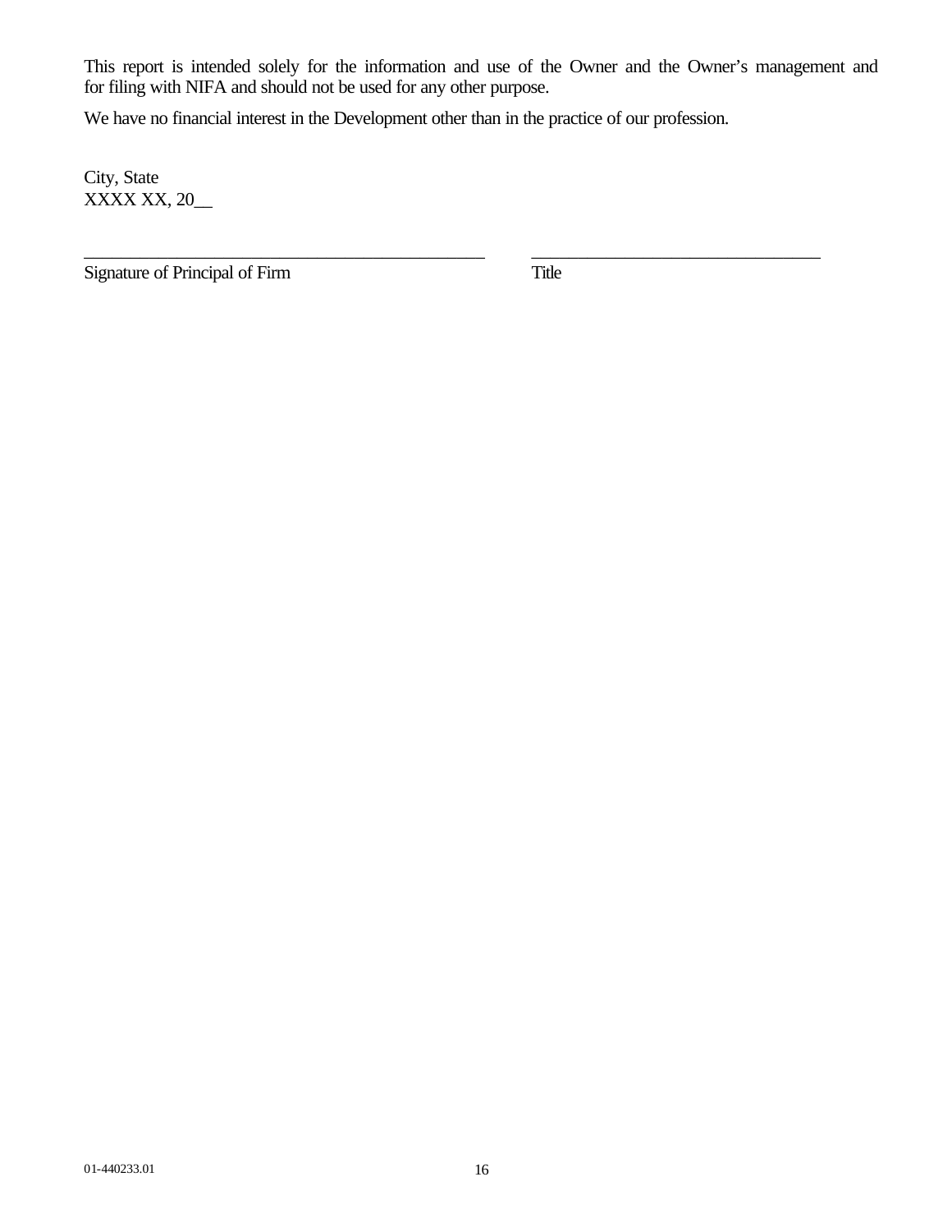This report is intended solely for the information and use of the Owner and the Owner's management and for filing with NIFA and should not be used for any other purpose.

We have no financial interest in the Development other than in the practice of our profession.

City, State
XXXX XX, 20__

| _______________________________________________ | _________________________________ |
|---|---|
| Signature of Principal of Firm | Title |

01-440233.01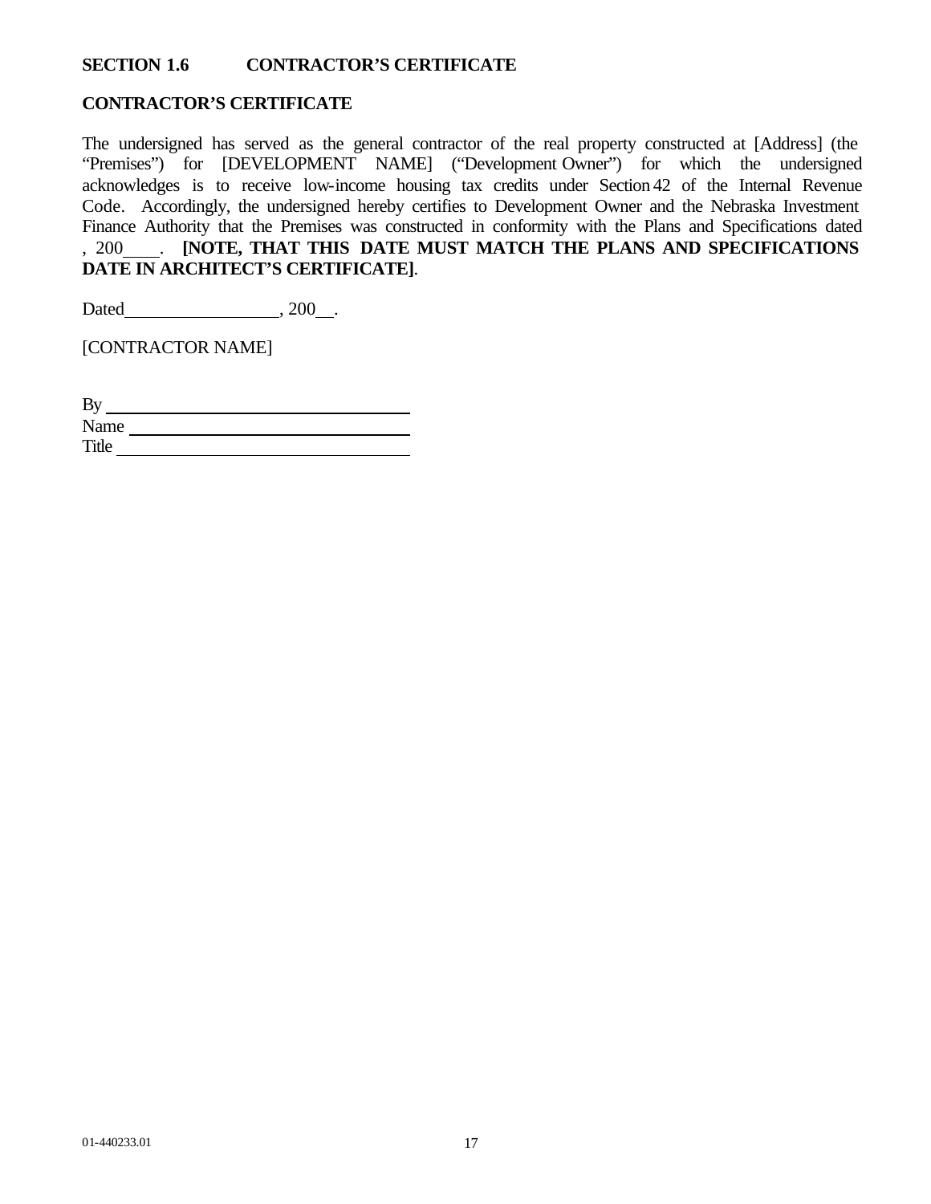**SECTION 1.6 CONTRACTOR'S CERTIFICATE**

**CONTRACTOR'S CERTIFICATE**

The undersigned has served as the general contractor of the real property constructed at [Address] (the "Premises") for [DEVELOPMENT NAME] ("Development Owner") for which the undersigned acknowledges is to receive low-income housing tax credits under Section 42 of the Internal Revenue Code. Accordingly, the undersigned hereby certifies to Development Owner and the Nebraska Investment Finance Authority that the Premises was constructed in conformity with the Plans and Specifications dated , 200\_\_\_\_. **[NOTE, THAT THIS DATE MUST MATCH THE PLANS AND SPECIFICATIONS DATE IN ARCHITECT'S CERTIFICATE]**.

Dated\_\_\_\_\_\_\_\_\_\_\_\_\_\_\_\_\_\_, 200\_\_.

[CONTRACTOR NAME]

By \_\_\_\_\_\_\_\_\_\_\_\_\_\_\_\_\_\_\_\_\_\_\_\_\_\_\_\_\_\_\_\_\_\_\_
Name \_\_\_\_\_\_\_\_\_\_\_\_\_\_\_\_\_\_\_\_\_\_\_\_\_\_\_\_\_\_\_\_
Title \_\_\_\_\_\_\_\_\_\_\_\_\_\_\_\_\_\_\_\_\_\_\_\_\_\_\_\_\_\_\_\_\_

01-440233.01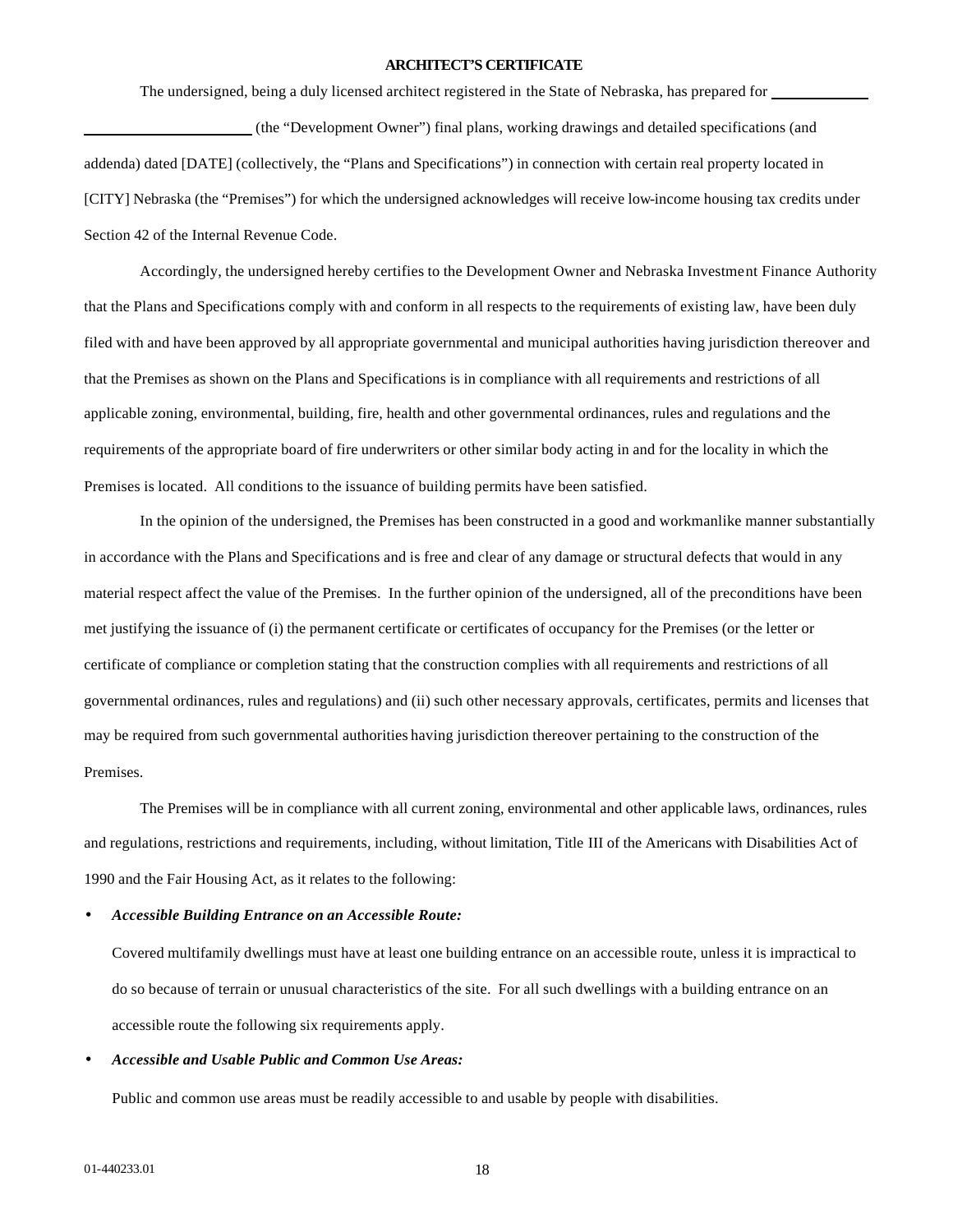## ARCHITECT'S CERTIFICATE

The undersigned, being a duly licensed architect registered in the State of Nebraska, has prepared for _____________ ______________________ (the "Development Owner") final plans, working drawings and detailed specifications (and addenda) dated [DATE] (collectively, the "Plans and Specifications") in connection with certain real property located in [CITY] Nebraska (the "Premises") for which the undersigned acknowledges will receive low-income housing tax credits under Section 42 of the Internal Revenue Code.

Accordingly, the undersigned hereby certifies to the Development Owner and Nebraska Investment Finance Authority that the Plans and Specifications comply with and conform in all respects to the requirements of existing law, have been duly filed with and have been approved by all appropriate governmental and municipal authorities having jurisdiction thereover and that the Premises as shown on the Plans and Specifications is in compliance with all requirements and restrictions of all applicable zoning, environmental, building, fire, health and other governmental ordinances, rules and regulations and the requirements of the appropriate board of fire underwriters or other similar body acting in and for the locality in which the Premises is located. All conditions to the issuance of building permits have been satisfied.

In the opinion of the undersigned, the Premises has been constructed in a good and workmanlike manner substantially in accordance with the Plans and Specifications and is free and clear of any damage or structural defects that would in any material respect affect the value of the Premises. In the further opinion of the undersigned, all of the preconditions have been met justifying the issuance of (i) the permanent certificate or certificates of occupancy for the Premises (or the letter or certificate of compliance or completion stating that the construction complies with all requirements and restrictions of all governmental ordinances, rules and regulations) and (ii) such other necessary approvals, certificates, permits and licenses that may be required from such governmental authorities having jurisdiction thereover pertaining to the construction of the Premises.

The Premises will be in compliance with all current zoning, environmental and other applicable laws, ordinances, rules and regulations, restrictions and requirements, including, without limitation, Title III of the Americans with Disabilities Act of 1990 and the Fair Housing Act, as it relates to the following:

- ***Accessible Building Entrance on an Accessible Route:***

  Covered multifamily dwellings must have at least one building entrance on an accessible route, unless it is impractical to do so because of terrain or unusual characteristics of the site. For all such dwellings with a building entrance on an accessible route the following six requirements apply.

- ***Accessible and Usable Public and Common Use Areas:***

  Public and common use areas must be readily accessible to and usable by people with disabilities.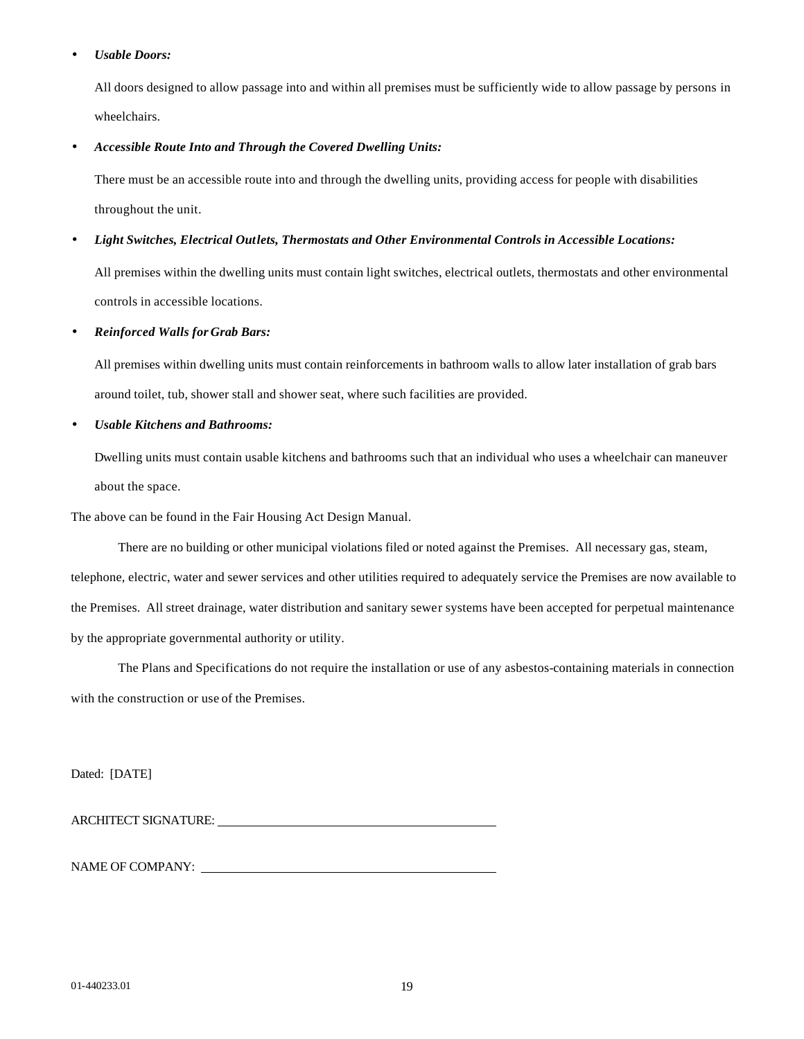- ***Usable Doors:***

  All doors designed to allow passage into and within all premises must be sufficiently wide to allow passage by persons in wheelchairs.

- ***Accessible Route Into and Through the Covered Dwelling Units:***

  There must be an accessible route into and through the dwelling units, providing access for people with disabilities throughout the unit.

- ***Light Switches, Electrical Outlets, Thermostats and Other Environmental Controls in Accessible Locations:***

  All premises within the dwelling units must contain light switches, electrical outlets, thermostats and other environmental controls in accessible locations.

- ***Reinforced Walls for Grab Bars:***

  All premises within dwelling units must contain reinforcements in bathroom walls to allow later installation of grab bars around toilet, tub, shower stall and shower seat, where such facilities are provided.

- ***Usable Kitchens and Bathrooms:***

  Dwelling units must contain usable kitchens and bathrooms such that an individual who uses a wheelchair can maneuver about the space.

The above can be found in the Fair Housing Act Design Manual.

There are no building or other municipal violations filed or noted against the Premises. All necessary gas, steam, telephone, electric, water and sewer services and other utilities required to adequately service the Premises are now available to the Premises. All street drainage, water distribution and sanitary sewer systems have been accepted for perpetual maintenance by the appropriate governmental authority or utility.

The Plans and Specifications do not require the installation or use of any asbestos-containing materials in connection with the construction or use of the Premises.

Dated: [DATE]

ARCHITECT SIGNATURE: ______________________________

NAME OF COMPANY: ______________________________

01-440233.01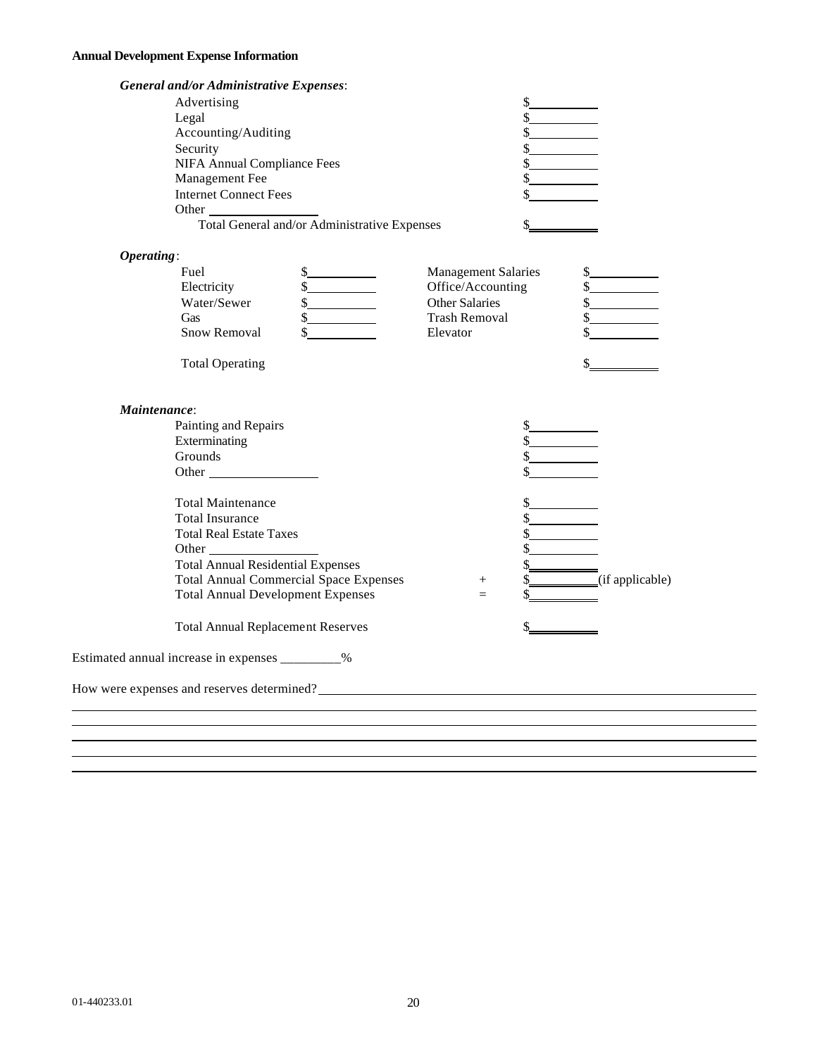**Annual Development Expense Information**

***General and/or Administrative Expenses***:

| | |
|---|---|
| Advertising | $__________ |
| Legal | $__________ |
| Accounting/Auditing | $__________ |
| Security | $__________ |
| NIFA Annual Compliance Fees | $__________ |
| Management Fee | $__________ |
| Internet Connect Fees | $__________ |
| Other ________________ | |
| Total General and/or Administrative Expenses | $__________ |

***Operating***:

| | | | |
|---|---|---|---|
| Fuel | $__________ | Management Salaries | $__________ |
| Electricity | $__________ | Office/Accounting | $__________ |
| Water/Sewer | $__________ | Other Salaries | $__________ |
| Gas | $__________ | Trash Removal | $__________ |
| Snow Removal | $__________ | Elevator | $__________ |
| Total Operating | | | $__________ |

***Maintenance***:

| | | | |
|---|---|---|---|
| Painting and Repairs | | $__________ | |
| Exterminating | | $__________ | |
| Grounds | | $__________ | |
| Other ________________ | | $__________ | |
| Total Maintenance | | $__________ | |
| Total Insurance | | $__________ | |
| Total Real Estate Taxes | | $__________ | |
| Other ________________ | | $__________ | |
| Total Annual Residential Expenses | | $__________ | |
| Total Annual Commercial Space Expenses | + | $__________ | (if applicable) |
| Total Annual Development Expenses | = | $__________ | |
| Total Annual Replacement Reserves | | $__________ | |

Estimated annual increase in expenses _________%

How were expenses and reserves determined? ______________________________________________

______________________________________________________________________________

______________________________________________________________________________

______________________________________________________________________________

______________________________________________________________________________

______________________________________________________________________________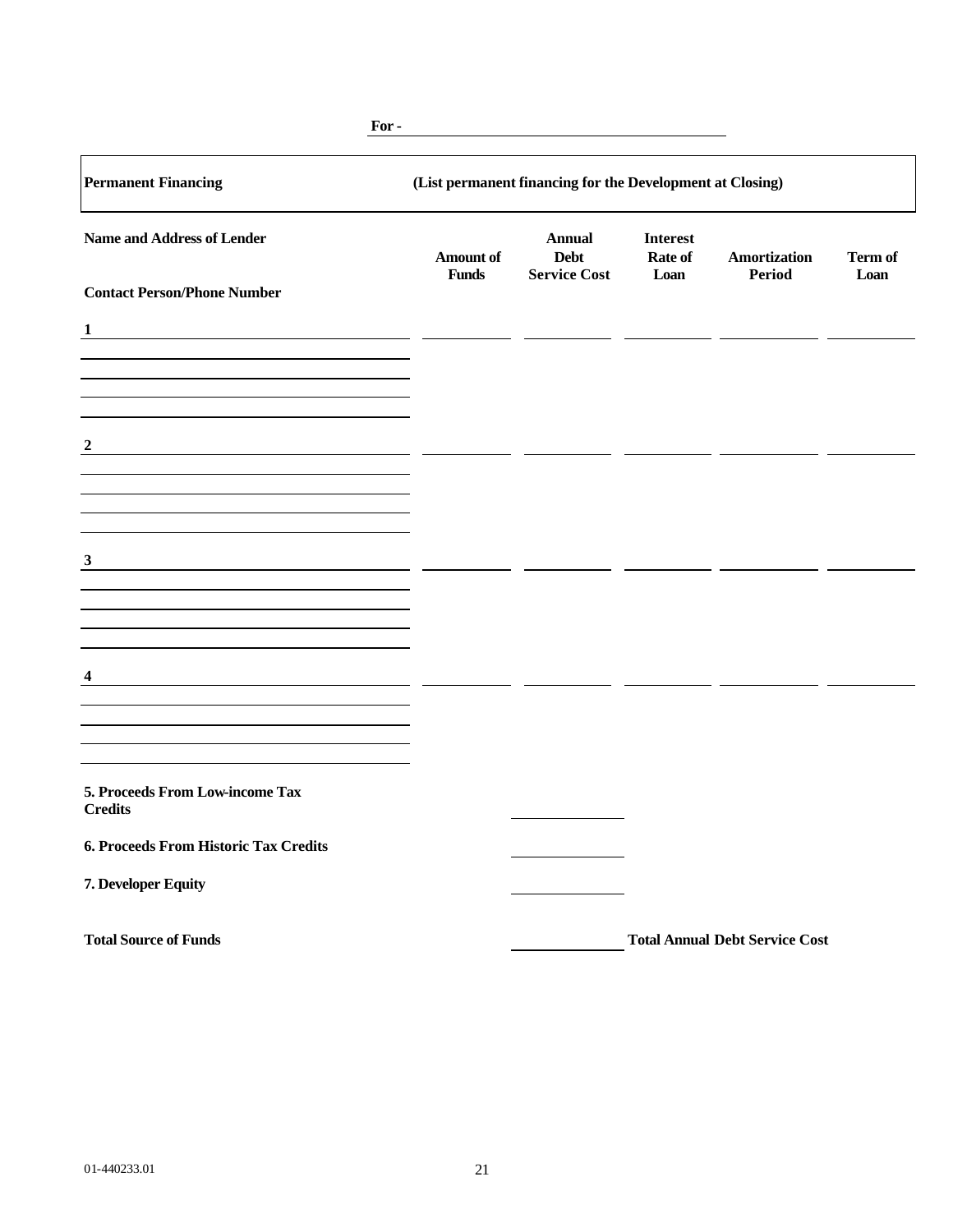**For -** ______________________________

| **Permanent Financing** | **(List permanent financing for the Development at Closing)** | | | | |
|---|---|---|---|---|---|
| **Name and Address of Lender**<br><br>**Contact Person/Phone Number** | **Amount of Funds** | **Annual Debt Service Cost** | **Interest Rate of Loan** | **Amortization Period** | **Term of Loan** |
| 1 | | | | | |
| 2 | | | | | |
| 3 | | | | | |
| 4 | | | | | |

**5. Proceeds From Low-income Tax Credits** ______________

**6. Proceeds From Historic Tax Credits** ______________

**7. Developer Equity** ______________

**Total Source of Funds** ______________ **Total Annual Debt Service Cost**

01-440233.01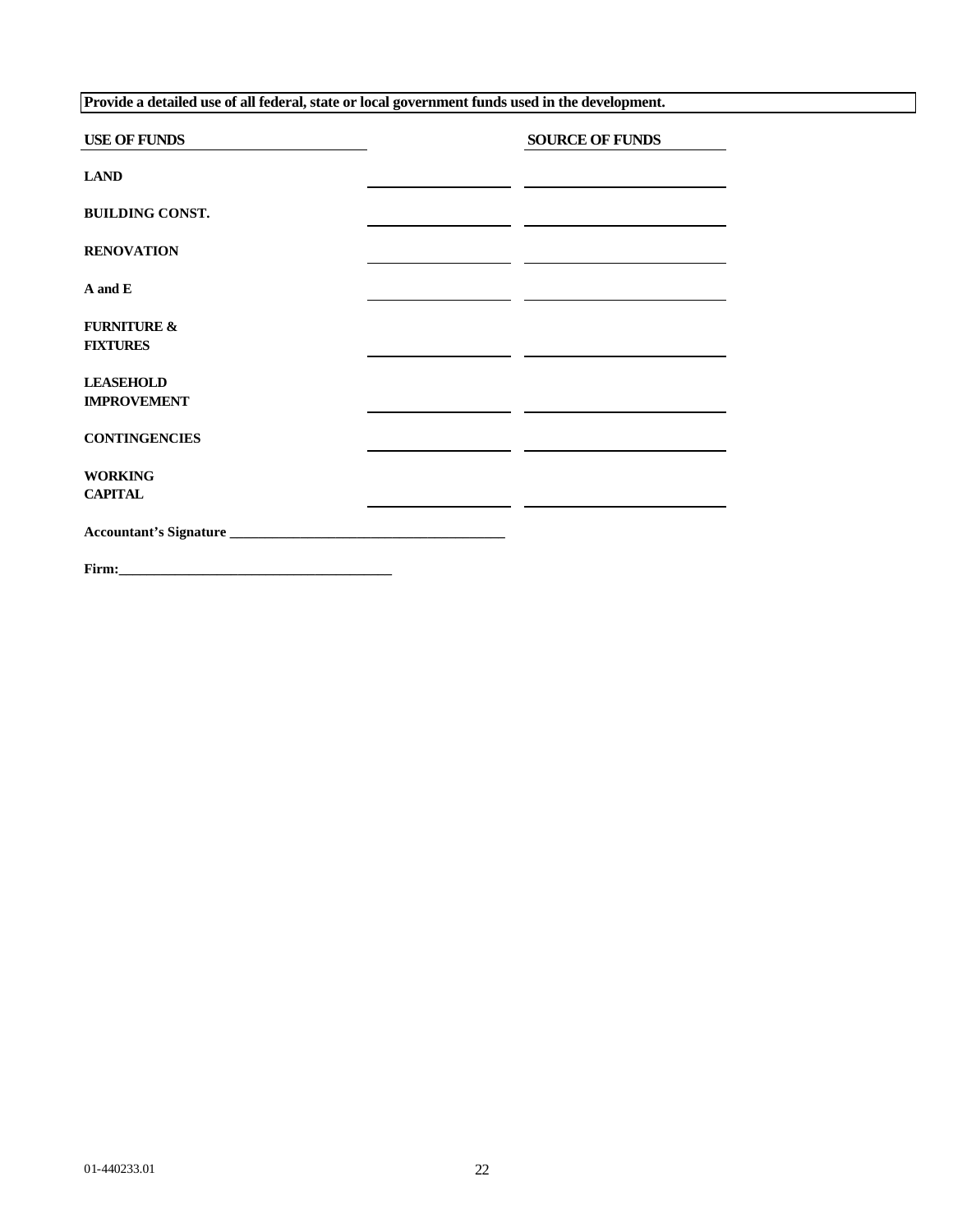**Provide a detailed use of all federal, state or local government funds used in the development.**

| USE OF FUNDS | | SOURCE OF FUNDS |
|---|---|---|
| **LAND** | | |
| **BUILDING CONST.** | | |
| **RENOVATION** | | |
| **A and E** | | |
| **FURNITURE & FIXTURES** | | |
| **LEASEHOLD IMPROVEMENT** | | |
| **CONTINGENCIES** | | |
| **WORKING CAPITAL** | | |

**Accountant's Signature** _______________________________________

**Firm:**_______________________________________

01-440233.01